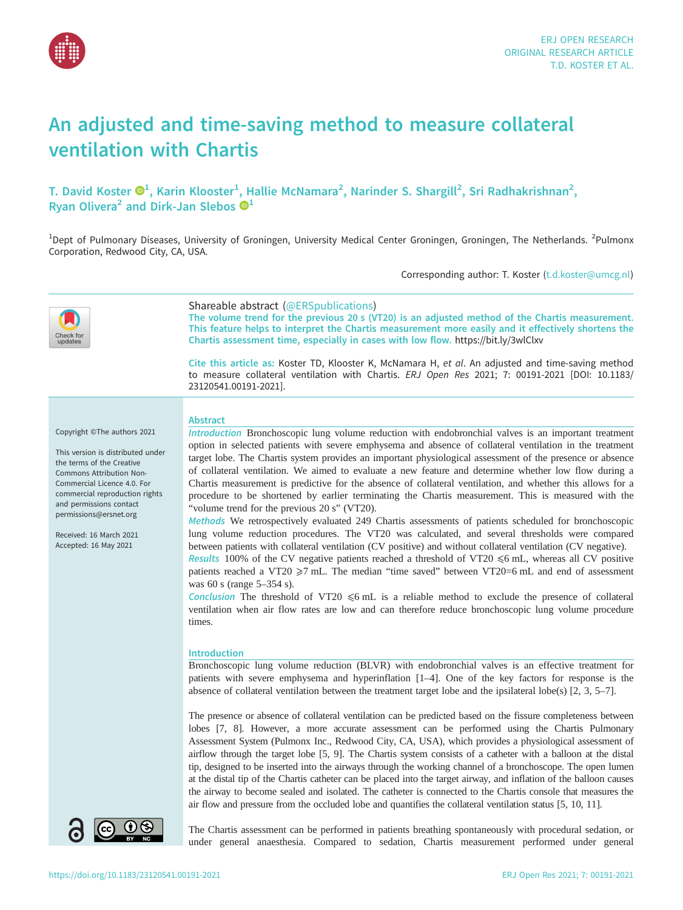# An adjusted and time-saving method to measure collateral ventilation with Chartis

T. David Koster [1], Karin Klooster[1], Hallie McNamara[2], Narinder S. Shargill[2], Sri Radhakrishnan[2], Ryan Olivera[2] and Dirk-Jan Slebos [1]

[1]Dept of Pulmonary Diseases, University of Groningen, University Medical Center Groningen, Groningen, The Netherlands. [2]Pulmonx Corporation, Redwood City, CA, USA.

Corresponding author: T. Koster (t.d.koster@umcg.nl)

Shareable abstract (@ERSpublications)
The volume trend for the previous 20 s (VT20) is an adjusted method of the Chartis measurement. This feature helps to interpret the Chartis measurement more easily and it effectively shortens the Chartis assessment time, especially in cases with low flow. https://bit.ly/3wlClxv

Cite this article as: Koster TD, Klooster K, McNamara H, *et al*. An adjusted and time-saving method to measure collateral ventilation with Chartis. *ERJ Open Res* 2021; 7: 00191-2021 [DOI: 10.1183/23120541.00191-2021].

Copyright ©The authors 2021

This version is distributed under the terms of the Creative Commons Attribution Non-Commercial Licence 4.0. For commercial reproduction rights and permissions contact permissions@ersnet.org

Received: 16 March 2021
Accepted: 16 May 2021

## Abstract

*Introduction* Bronchoscopic lung volume reduction with endobronchial valves is an important treatment option in selected patients with severe emphysema and absence of collateral ventilation in the treatment target lobe. The Chartis system provides an important physiological assessment of the presence or absence of collateral ventilation. We aimed to evaluate a new feature and determine whether low flow during a Chartis measurement is predictive for the absence of collateral ventilation, and whether this allows for a procedure to be shortened by earlier terminating the Chartis measurement. This is measured with the "volume trend for the previous 20 s" (VT20).

*Methods* We retrospectively evaluated 249 Chartis assessments of patients scheduled for bronchoscopic lung volume reduction procedures. The VT20 was calculated, and several thresholds were compared between patients with collateral ventilation (CV positive) and without collateral ventilation (CV negative).

*Results* 100% of the CV negative patients reached a threshold of VT20 ⩽6 mL, whereas all CV positive patients reached a VT20 ⩾7 mL. The median "time saved" between VT20=6 mL and end of assessment was 60 s (range 5–354 s).

*Conclusion* The threshold of VT20 ⩽6 mL is a reliable method to exclude the presence of collateral ventilation when air flow rates are low and can therefore reduce bronchoscopic lung volume procedure times.

## Introduction

Bronchoscopic lung volume reduction (BLVR) with endobronchial valves is an effective treatment for patients with severe emphysema and hyperinflation [1–4]. One of the key factors for response is the absence of collateral ventilation between the treatment target lobe and the ipsilateral lobe(s) [2, 3, 5–7].

The presence or absence of collateral ventilation can be predicted based on the fissure completeness between lobes [7, 8]. However, a more accurate assessment can be performed using the Chartis Pulmonary Assessment System (Pulmonx Inc., Redwood City, CA, USA), which provides a physiological assessment of airflow through the target lobe [5, 9]. The Chartis system consists of a catheter with a balloon at the distal tip, designed to be inserted into the airways through the working channel of a bronchoscope. The open lumen at the distal tip of the Chartis catheter can be placed into the target airway, and inflation of the balloon causes the airway to become sealed and isolated. The catheter is connected to the Chartis console that measures the air flow and pressure from the occluded lobe and quantifies the collateral ventilation status [5, 10, 11].

The Chartis assessment can be performed in patients breathing spontaneously with procedural sedation, or under general anaesthesia. Compared to sedation, Chartis measurement performed under general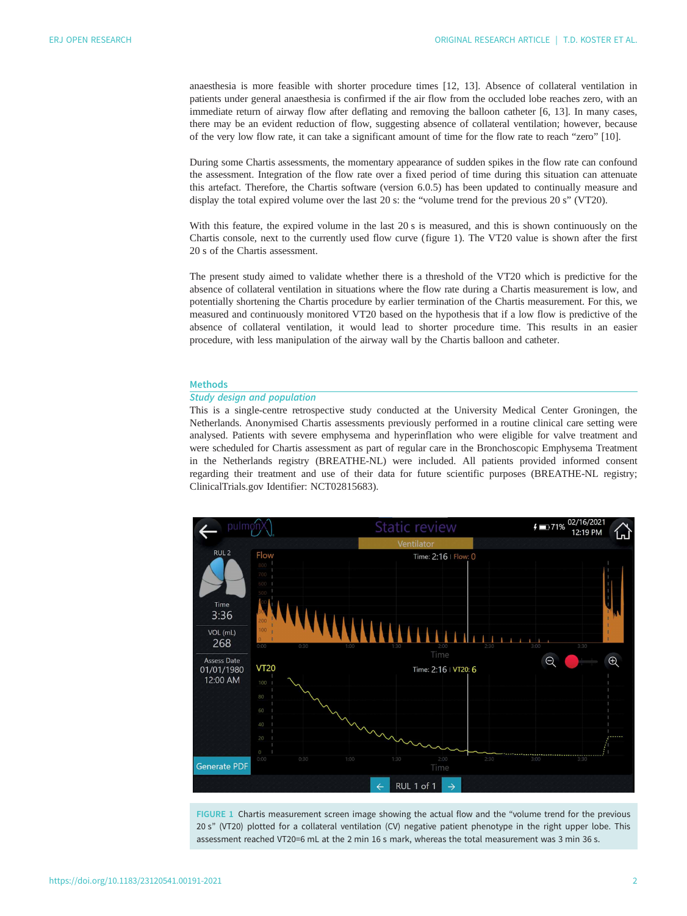anaesthesia is more feasible with shorter procedure times [12, 13]. Absence of collateral ventilation in patients under general anaesthesia is confirmed if the air flow from the occluded lobe reaches zero, with an immediate return of airway flow after deflating and removing the balloon catheter [6, 13]. In many cases, there may be an evident reduction of flow, suggesting absence of collateral ventilation; however, because of the very low flow rate, it can take a significant amount of time for the flow rate to reach "zero" [10].

During some Chartis assessments, the momentary appearance of sudden spikes in the flow rate can confound the assessment. Integration of the flow rate over a fixed period of time during this situation can attenuate this artefact. Therefore, the Chartis software (version 6.0.5) has been updated to continually measure and display the total expired volume over the last 20 s: the "volume trend for the previous 20 s" (VT20).

With this feature, the expired volume in the last 20 s is measured, and this is shown continuously on the Chartis console, next to the currently used flow curve (figure 1). The VT20 value is shown after the first 20 s of the Chartis assessment.

The present study aimed to validate whether there is a threshold of the VT20 which is predictive for the absence of collateral ventilation in situations where the flow rate during a Chartis measurement is low, and potentially shortening the Chartis procedure by earlier termination of the Chartis measurement. For this, we measured and continuously monitored VT20 based on the hypothesis that if a low flow is predictive of the absence of collateral ventilation, it would lead to shorter procedure time. This results in an easier procedure, with less manipulation of the airway wall by the Chartis balloon and catheter.

## Methods

### *Study design and population*

This is a single-centre retrospective study conducted at the University Medical Center Groningen, the Netherlands. Anonymised Chartis assessments previously performed in a routine clinical care setting were analysed. Patients with severe emphysema and hyperinflation who were eligible for valve treatment and were scheduled for Chartis assessment as part of regular care in the Bronchoscopic Emphysema Treatment in the Netherlands registry (BREATHE-NL) were included. All patients provided informed consent regarding their treatment and use of their data for future scientific purposes (BREATHE-NL registry; ClinicalTrials.gov Identifier: NCT02815683).

FIGURE 1 Chartis measurement screen image showing the actual flow and the "volume trend for the previous 20 s" (VT20) plotted for a collateral ventilation (CV) negative patient phenotype in the right upper lobe. This assessment reached VT20=6 mL at the 2 min 16 s mark, whereas the total measurement was 3 min 36 s.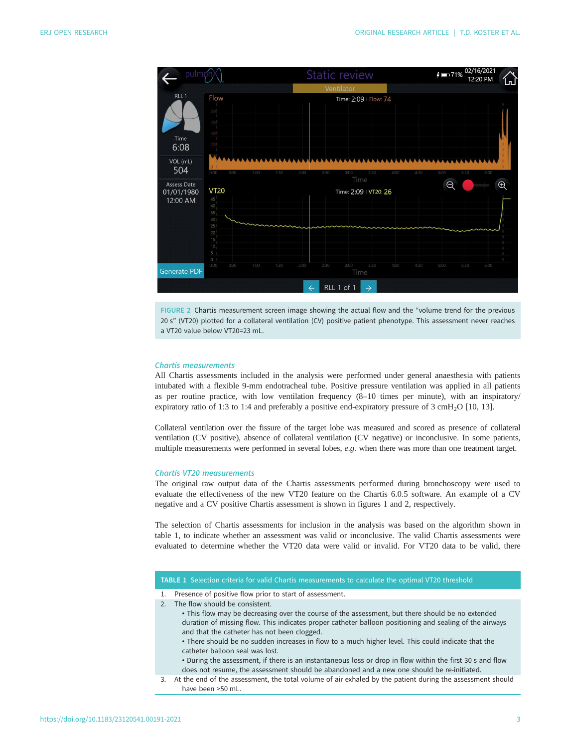FIGURE 2 Chartis measurement screen image showing the actual flow and the "volume trend for the previous 20 s" (VT20) plotted for a collateral ventilation (CV) positive patient phenotype. This assessment never reaches a VT20 value below VT20=23 mL.

### *Chartis measurements*

All Chartis assessments included in the analysis were performed under general anaesthesia with patients intubated with a flexible 9-mm endotracheal tube. Positive pressure ventilation was applied in all patients as per routine practice, with low ventilation frequency (8–10 times per minute), with an inspiratory/expiratory ratio of 1:3 to 1:4 and preferably a positive end-expiratory pressure of 3 $cmH_2O$ [10, 13].

Collateral ventilation over the fissure of the target lobe was measured and scored as presence of collateral ventilation (CV positive), absence of collateral ventilation (CV negative) or inconclusive. In some patients, multiple measurements were performed in several lobes, *e.g.* when there was more than one treatment target.

### *Chartis VT20 measurements*

The original raw output data of the Chartis assessments performed during bronchoscopy were used to evaluate the effectiveness of the new VT20 feature on the Chartis 6.0.5 software. An example of a CV negative and a CV positive Chartis assessment is shown in figures 1 and 2, respectively.

The selection of Chartis assessments for inclusion in the analysis was based on the algorithm shown in table 1, to indicate whether an assessment was valid or inconclusive. The valid Chartis assessments were evaluated to determine whether the VT20 data were valid or invalid. For VT20 data to be valid, there

**TABLE 1** Selection criteria for valid Chartis measurements to calculate the optimal VT20 threshold

1. Presence of positive flow prior to start of assessment.
2. The flow should be consistent.
   - This flow may be decreasing over the course of the assessment, but there should be no extended duration of missing flow. This indicates proper catheter balloon positioning and sealing of the airways and that the catheter has not been clogged.
   - There should be no sudden increases in flow to a much higher level. This could indicate that the catheter balloon seal was lost.
   - During the assessment, if there is an instantaneous loss or drop in flow within the first 30 s and flow does not resume, the assessment should be abandoned and a new one should be re-initiated.
3. At the end of the assessment, the total volume of air exhaled by the patient during the assessment should have been >50 mL.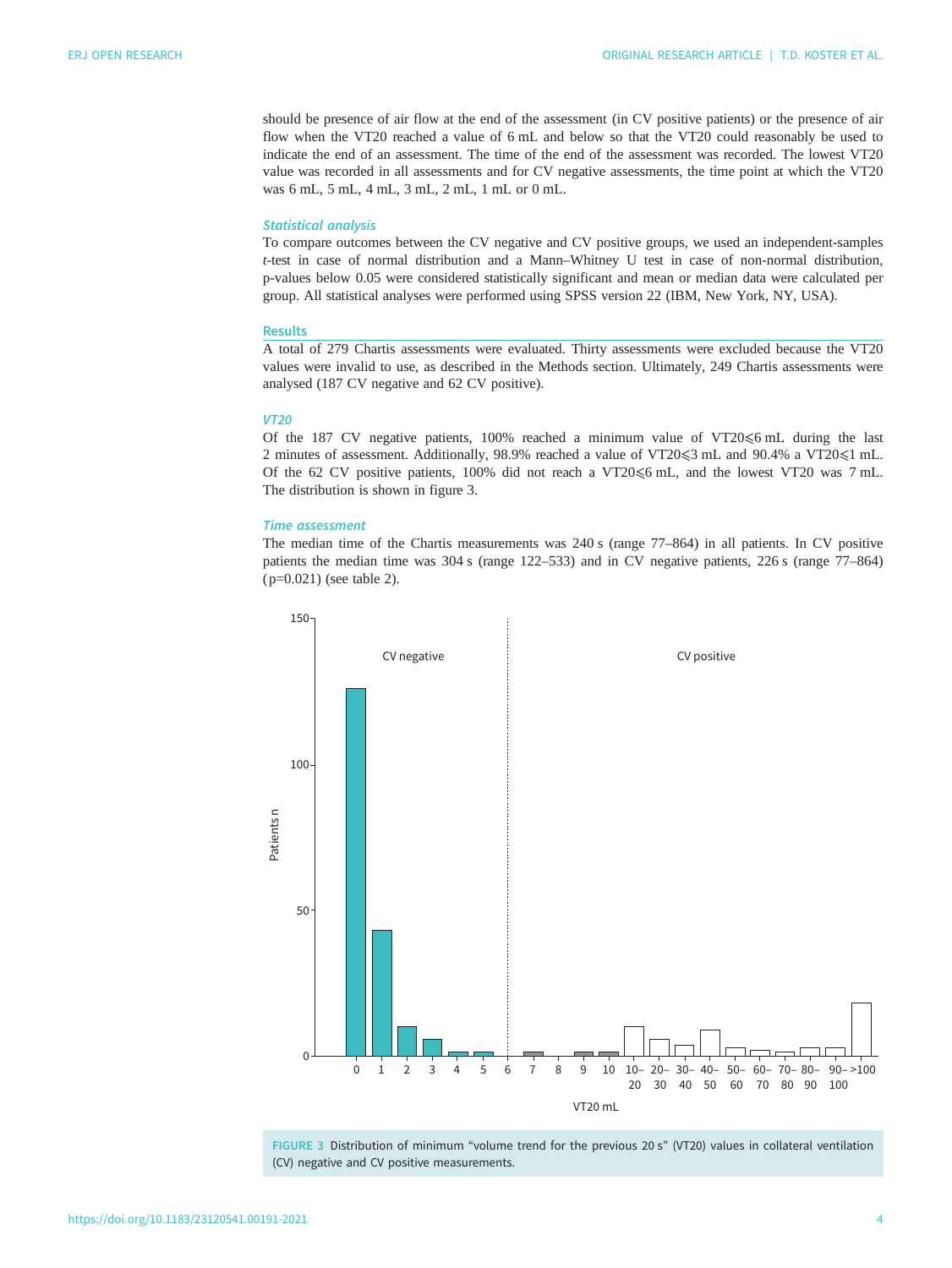should be presence of air flow at the end of the assessment (in CV positive patients) or the presence of air flow when the VT20 reached a value of 6 mL and below so that the VT20 could reasonably be used to indicate the end of an assessment. The time of the end of the assessment was recorded. The lowest VT20 value was recorded in all assessments and for CV negative assessments, the time point at which the VT20 was 6 mL, 5 mL, 4 mL, 3 mL, 2 mL, 1 mL or 0 mL.

### Statistical analysis

To compare outcomes between the CV negative and CV positive groups, we used an independent-samples *t*-test in case of normal distribution and a Mann–Whitney U test in case of non-normal distribution, p-values below 0.05 were considered statistically significant and mean or median data were calculated per group. All statistical analyses were performed using SPSS version 22 (IBM, New York, NY, USA).

## Results

A total of 279 Chartis assessments were evaluated. Thirty assessments were excluded because the VT20 values were invalid to use, as described in the Methods section. Ultimately, 249 Chartis assessments were analysed (187 CV negative and 62 CV positive).

### VT20

Of the 187 CV negative patients, 100% reached a minimum value of VT20⩽6 mL during the last 2 minutes of assessment. Additionally, 98.9% reached a value of VT20⩽3 mL and 90.4% a VT20⩽1 mL. Of the 62 CV positive patients, 100% did not reach a VT20⩽6 mL, and the lowest VT20 was 7 mL. The distribution is shown in figure 3.

### Time assessment

The median time of the Chartis measurements was 240 s (range 77–864) in all patients. In CV positive patients the median time was 304 s (range 122–533) and in CV negative patients, 226 s (range 77–864) (p=0.021) (see table 2).

FIGURE 3 Distribution of minimum "volume trend for the previous 20 s" (VT20) values in collateral ventilation (CV) negative and CV positive measurements.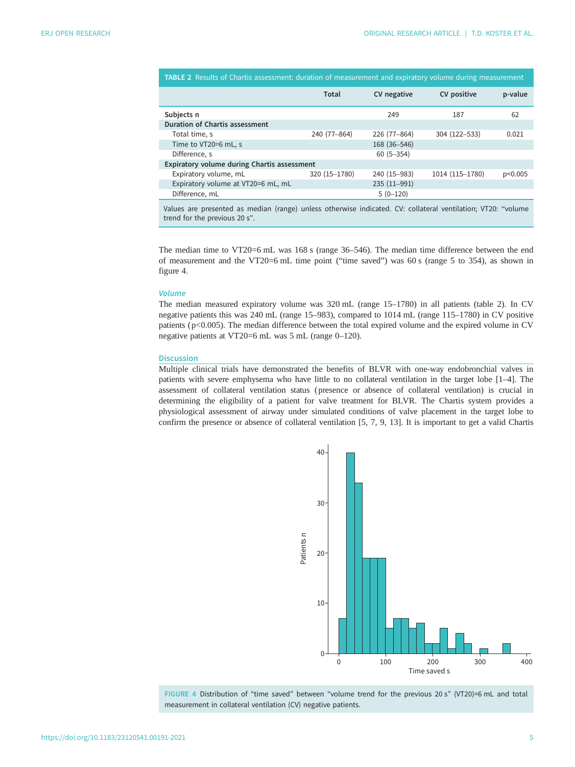**TABLE 2** Results of Chartis assessment: duration of measurement and expiratory volume during measurement

| | Total | CV negative | CV positive | p-value |
|---|---|---|---|---|
| **Subjects n** | | 249 | 187 | 62 |
| **Duration of Chartis assessment** | | | | |
| Total time, s | 240 (77–864) | 226 (77–864) | 304 (122–533) | 0.021 |
| Time to VT20=6 mL, s | | 168 (36–546) | | |
| Difference, s | | 60 (5–354) | | |
| **Expiratory volume during Chartis assessment** | | | | |
| Expiratory volume, mL | 320 (15–1780) | 240 (15–983) | 1014 (115–1780) | p<0.005 |
| Expiratory volume at VT20=6 mL, mL | | 235 (11–991) | | |
| Difference, mL | | 5 (0–120) | | |

Values are presented as median (range) unless otherwise indicated. CV: collateral ventilation; VT20: "volume trend for the previous 20 s".

The median time to VT20=6 mL was 168 s (range 36–546). The median time difference between the end of measurement and the VT20=6 mL time point ("time saved") was 60 s (range 5 to 354), as shown in figure 4.

### *Volume*

The median measured expiratory volume was 320 mL (range 15–1780) in all patients (table 2). In CV negative patients this was 240 mL (range 15–983), compared to 1014 mL (range 115–1780) in CV positive patients ($p<0.005$). The median difference between the total expired volume and the expired volume in CV negative patients at VT20=6 mL was 5 mL (range 0–120).

## Discussion

Multiple clinical trials have demonstrated the benefits of BLVR with one-way endobronchial valves in patients with severe emphysema who have little to no collateral ventilation in the target lobe [1–4]. The assessment of collateral ventilation status (presence or absence of collateral ventilation) is crucial in determining the eligibility of a patient for valve treatment for BLVR. The Chartis system provides a physiological assessment of airway under simulated conditions of valve placement in the target lobe to confirm the presence or absence of collateral ventilation [5, 7, 9, 13]. It is important to get a valid Chartis

**FIGURE 4** Distribution of "time saved" between "volume trend for the previous 20 s" (VT20)=6 mL and total measurement in collateral ventilation (CV) negative patients.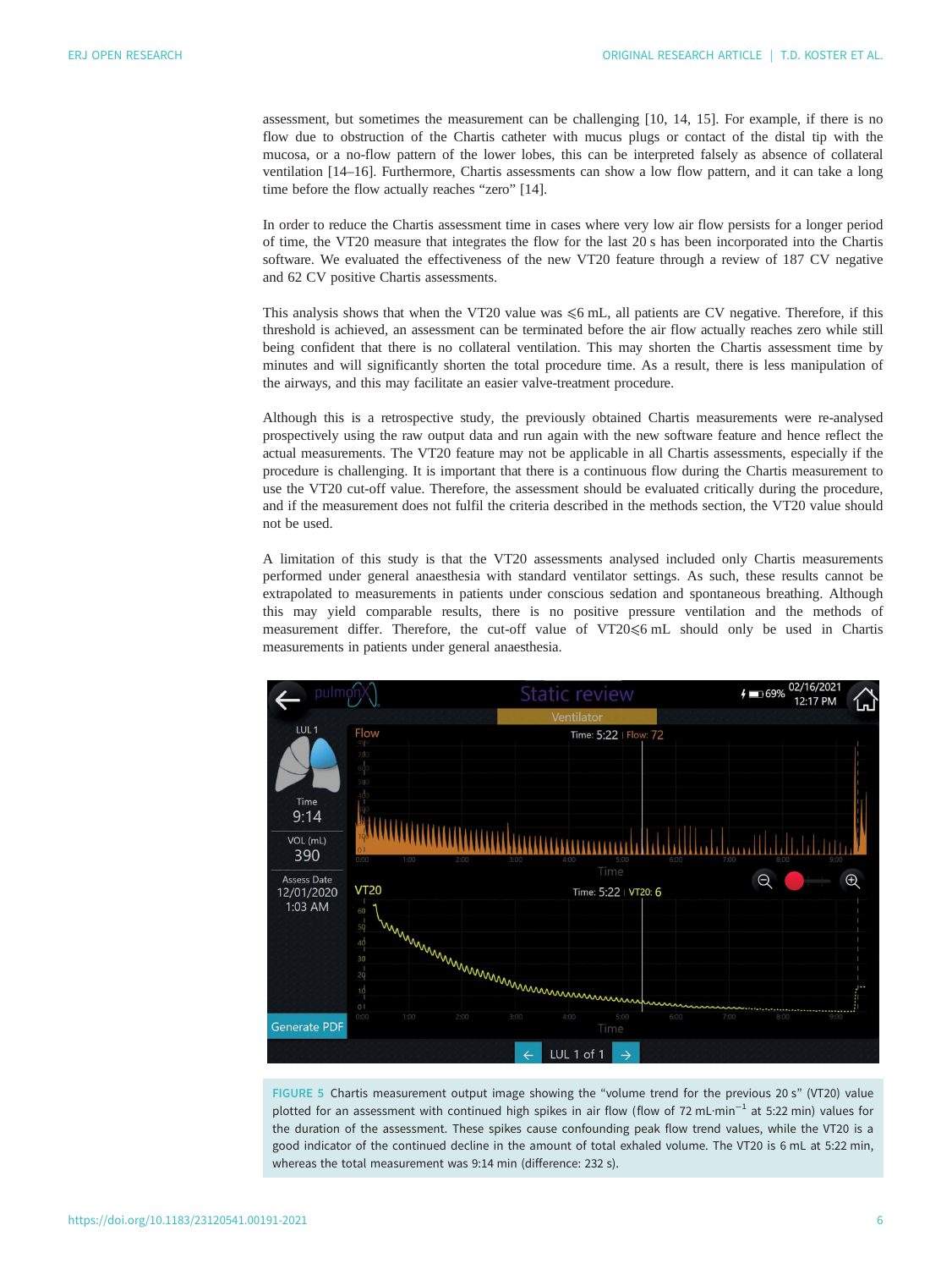assessment, but sometimes the measurement can be challenging [10, 14, 15]. For example, if there is no flow due to obstruction of the Chartis catheter with mucus plugs or contact of the distal tip with the mucosa, or a no-flow pattern of the lower lobes, this can be interpreted falsely as absence of collateral ventilation [14–16]. Furthermore, Chartis assessments can show a low flow pattern, and it can take a long time before the flow actually reaches "zero" [14].

In order to reduce the Chartis assessment time in cases where very low air flow persists for a longer period of time, the VT20 measure that integrates the flow for the last 20 s has been incorporated into the Chartis software. We evaluated the effectiveness of the new VT20 feature through a review of 187 CV negative and 62 CV positive Chartis assessments.

This analysis shows that when the VT20 value was ⩽6 mL, all patients are CV negative. Therefore, if this threshold is achieved, an assessment can be terminated before the air flow actually reaches zero while still being confident that there is no collateral ventilation. This may shorten the Chartis assessment time by minutes and will significantly shorten the total procedure time. As a result, there is less manipulation of the airways, and this may facilitate an easier valve-treatment procedure.

Although this is a retrospective study, the previously obtained Chartis measurements were re-analysed prospectively using the raw output data and run again with the new software feature and hence reflect the actual measurements. The VT20 feature may not be applicable in all Chartis assessments, especially if the procedure is challenging. It is important that there is a continuous flow during the Chartis measurement to use the VT20 cut-off value. Therefore, the assessment should be evaluated critically during the procedure, and if the measurement does not fulfil the criteria described in the methods section, the VT20 value should not be used.

A limitation of this study is that the VT20 assessments analysed included only Chartis measurements performed under general anaesthesia with standard ventilator settings. As such, these results cannot be extrapolated to measurements in patients under conscious sedation and spontaneous breathing. Although this may yield comparable results, there is no positive pressure ventilation and the methods of measurement differ. Therefore, the cut-off value of VT20⩽6 mL should only be used in Chartis measurements in patients under general anaesthesia.

FIGURE 5 Chartis measurement output image showing the "volume trend for the previous 20 s" (VT20) value plotted for an assessment with continued high spikes in air flow (flow of 72 mL·min$^{-1}$ at 5:22 min) values for the duration of the assessment. These spikes cause confounding peak flow trend values, while the VT20 is a good indicator of the continued decline in the amount of total exhaled volume. The VT20 is 6 mL at 5:22 min, whereas the total measurement was 9:14 min (difference: 232 s).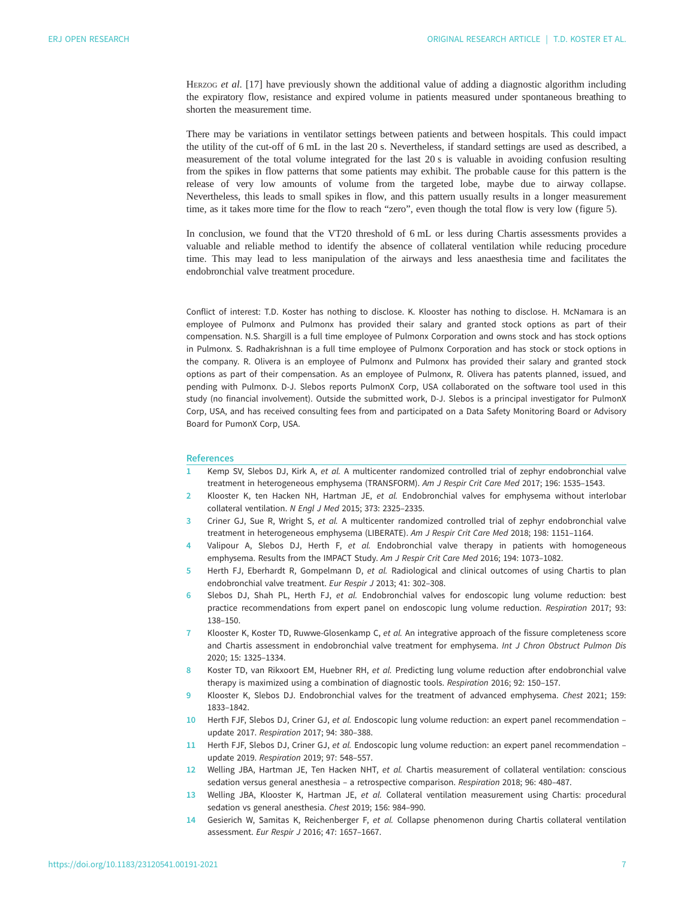Herzog *et al*. [17] have previously shown the additional value of adding a diagnostic algorithm including the expiratory flow, resistance and expired volume in patients measured under spontaneous breathing to shorten the measurement time.

There may be variations in ventilator settings between patients and between hospitals. This could impact the utility of the cut-off of 6 mL in the last 20 s. Nevertheless, if standard settings are used as described, a measurement of the total volume integrated for the last 20 s is valuable in avoiding confusion resulting from the spikes in flow patterns that some patients may exhibit. The probable cause for this pattern is the release of very low amounts of volume from the targeted lobe, maybe due to airway collapse. Nevertheless, this leads to small spikes in flow, and this pattern usually results in a longer measurement time, as it takes more time for the flow to reach "zero", even though the total flow is very low (figure 5).

In conclusion, we found that the VT20 threshold of 6 mL or less during Chartis assessments provides a valuable and reliable method to identify the absence of collateral ventilation while reducing procedure time. This may lead to less manipulation of the airways and less anaesthesia time and facilitates the endobronchial valve treatment procedure.

Conflict of interest: T.D. Koster has nothing to disclose. K. Klooster has nothing to disclose. H. McNamara is an employee of Pulmonx and Pulmonx has provided their salary and granted stock options as part of their compensation. N.S. Shargill is a full time employee of Pulmonx Corporation and owns stock and has stock options in Pulmonx. S. Radhakrishnan is a full time employee of Pulmonx Corporation and has stock or stock options in the company. R. Olivera is an employee of Pulmonx and Pulmonx has provided their salary and granted stock options as part of their compensation. As an employee of Pulmonx, R. Olivera has patents planned, issued, and pending with Pulmonx. D-J. Slebos reports PulmonX Corp, USA collaborated on the software tool used in this study (no financial involvement). Outside the submitted work, D-J. Slebos is a principal investigator for PulmonX Corp, USA, and has received consulting fees from and participated on a Data Safety Monitoring Board or Advisory Board for PumonX Corp, USA.

## References

1. Kemp SV, Slebos DJ, Kirk A, *et al.* A multicenter randomized controlled trial of zephyr endobronchial valve treatment in heterogeneous emphysema (TRANSFORM). *Am J Respir Crit Care Med* 2017; 196: 1535–1543.
2. Klooster K, ten Hacken NH, Hartman JE, *et al.* Endobronchial valves for emphysema without interlobar collateral ventilation. *N Engl J Med* 2015; 373: 2325–2335.
3. Criner GJ, Sue R, Wright S, *et al.* A multicenter randomized controlled trial of zephyr endobronchial valve treatment in heterogeneous emphysema (LIBERATE). *Am J Respir Crit Care Med* 2018; 198: 1151–1164.
4. Valipour A, Slebos DJ, Herth F, *et al.* Endobronchial valve therapy in patients with homogeneous emphysema. Results from the IMPACT Study. *Am J Respir Crit Care Med* 2016; 194: 1073–1082.
5. Herth FJ, Eberhardt R, Gompelmann D, *et al.* Radiological and clinical outcomes of using Chartis to plan endobronchial valve treatment. *Eur Respir J* 2013; 41: 302–308.
6. Slebos DJ, Shah PL, Herth FJ, *et al.* Endobronchial valves for endoscopic lung volume reduction: best practice recommendations from expert panel on endoscopic lung volume reduction. *Respiration* 2017; 93: 138–150.
7. Klooster K, Koster TD, Ruwwe-Glosenkamp C, *et al.* An integrative approach of the fissure completeness score and Chartis assessment in endobronchial valve treatment for emphysema. *Int J Chron Obstruct Pulmon Dis* 2020; 15: 1325–1334.
8. Koster TD, van Rikxoort EM, Huebner RH, *et al.* Predicting lung volume reduction after endobronchial valve therapy is maximized using a combination of diagnostic tools. *Respiration* 2016; 92: 150–157.
9. Klooster K, Slebos DJ. Endobronchial valves for the treatment of advanced emphysema. *Chest* 2021; 159: 1833–1842.
10. Herth FJF, Slebos DJ, Criner GJ, *et al.* Endoscopic lung volume reduction: an expert panel recommendation – update 2017. *Respiration* 2017; 94: 380–388.
11. Herth FJF, Slebos DJ, Criner GJ, *et al.* Endoscopic lung volume reduction: an expert panel recommendation – update 2019. *Respiration* 2019; 97: 548–557.
12. Welling JBA, Hartman JE, Ten Hacken NHT, *et al.* Chartis measurement of collateral ventilation: conscious sedation versus general anesthesia – a retrospective comparison. *Respiration* 2018; 96: 480–487.
13. Welling JBA, Klooster K, Hartman JE, *et al.* Collateral ventilation measurement using Chartis: procedural sedation vs general anesthesia. *Chest* 2019; 156: 984–990.
14. Gesierich W, Samitas K, Reichenberger F, *et al.* Collapse phenomenon during Chartis collateral ventilation assessment. *Eur Respir J* 2016; 47: 1657–1667.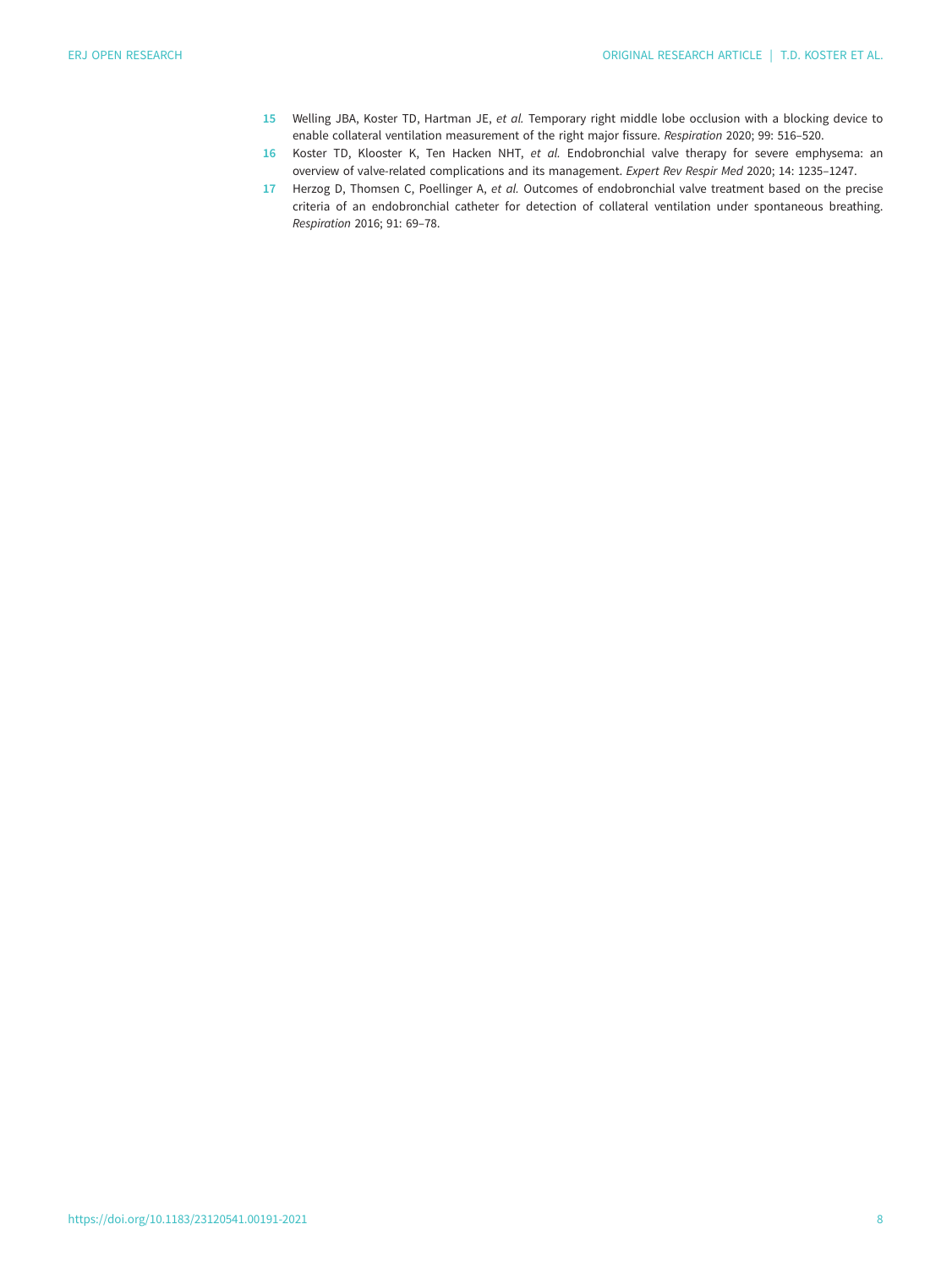15 Welling JBA, Koster TD, Hartman JE, *et al.* Temporary right middle lobe occlusion with a blocking device to enable collateral ventilation measurement of the right major fissure. *Respiration* 2020; 99: 516–520.

16 Koster TD, Klooster K, Ten Hacken NHT, *et al.* Endobronchial valve therapy for severe emphysema: an overview of valve-related complications and its management. *Expert Rev Respir Med* 2020; 14: 1235–1247.

17 Herzog D, Thomsen C, Poellinger A, *et al.* Outcomes of endobronchial valve treatment based on the precise criteria of an endobronchial catheter for detection of collateral ventilation under spontaneous breathing. *Respiration* 2016; 91: 69–78.